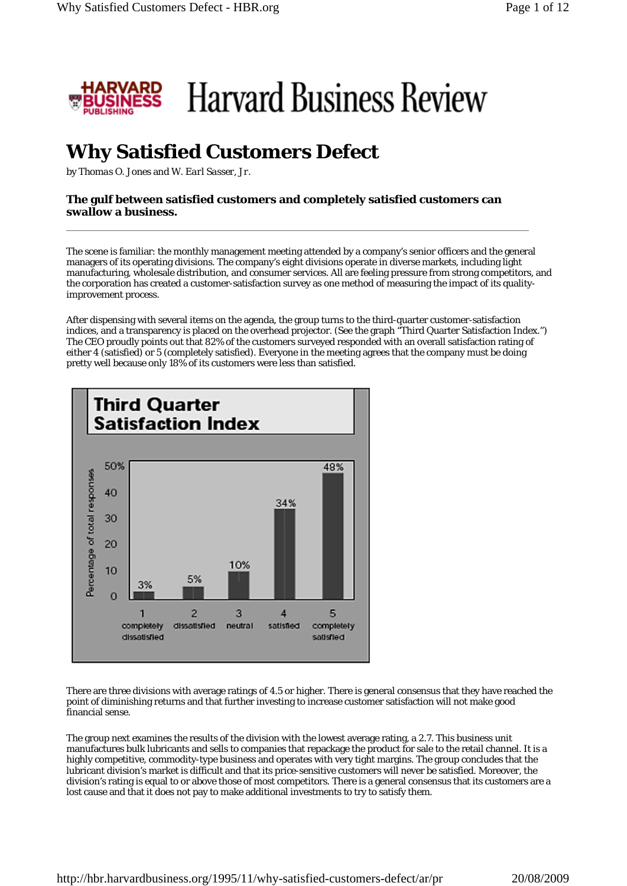# Why Satisfied Customers Defect

*by Thomas O. Jones and W. Earl Sasser, Jr.*

**The gulf between satisfied customers and completely satisfied customers can swallow a business.**

---

The scene is familiar: the monthly management meeting attended by a company's senior officers and the general managers of its operating divisions. The company's eight divisions operate in diverse markets, including light manufacturing, wholesale distribution, and consumer services. All are feeling pressure from strong competitors, and the corporation has created a customer-satisfaction survey as one method of measuring the impact of its quality-improvement process.

After dispensing with several items on the agenda, the group turns to the third-quarter customer-satisfaction indices, and a transparency is placed on the overhead projector. (See the graph "Third Quarter Satisfaction Index.") The CEO proudly points out that 82% of the customers surveyed responded with an overall satisfaction rating of either 4 (satisfied) or 5 (completely satisfied). Everyone in the meeting agrees that the company must be doing pretty well because only 18% of its customers were less than satisfied.

**Third Quarter Satisfaction Index**

| Rating | Percentage of total responses |
|---|---|
| 1 completely dissatisfied | 3% |
| 2 dissatisfied | 5% |
| 3 neutral | 10% |
| 4 satisfied | 34% |
| 5 completely satisfied | 48% |

There are three divisions with average ratings of 4.5 or higher. There is general consensus that they have reached the point of diminishing returns and that further investing to increase customer satisfaction will not make good financial sense.

The group next examines the results of the division with the lowest average rating, a 2.7. This business unit manufactures bulk lubricants and sells to companies that repackage the product for sale to the retail channel. It is a highly competitive, commodity-type business and operates with very tight margins. The group concludes that the lubricant division's market is difficult and that its price-sensitive customers will never be satisfied. Moreover, the division's rating is equal to or above those of most competitors. There is a general consensus that its customers are a lost cause and that it does not pay to make additional investments to try to satisfy them.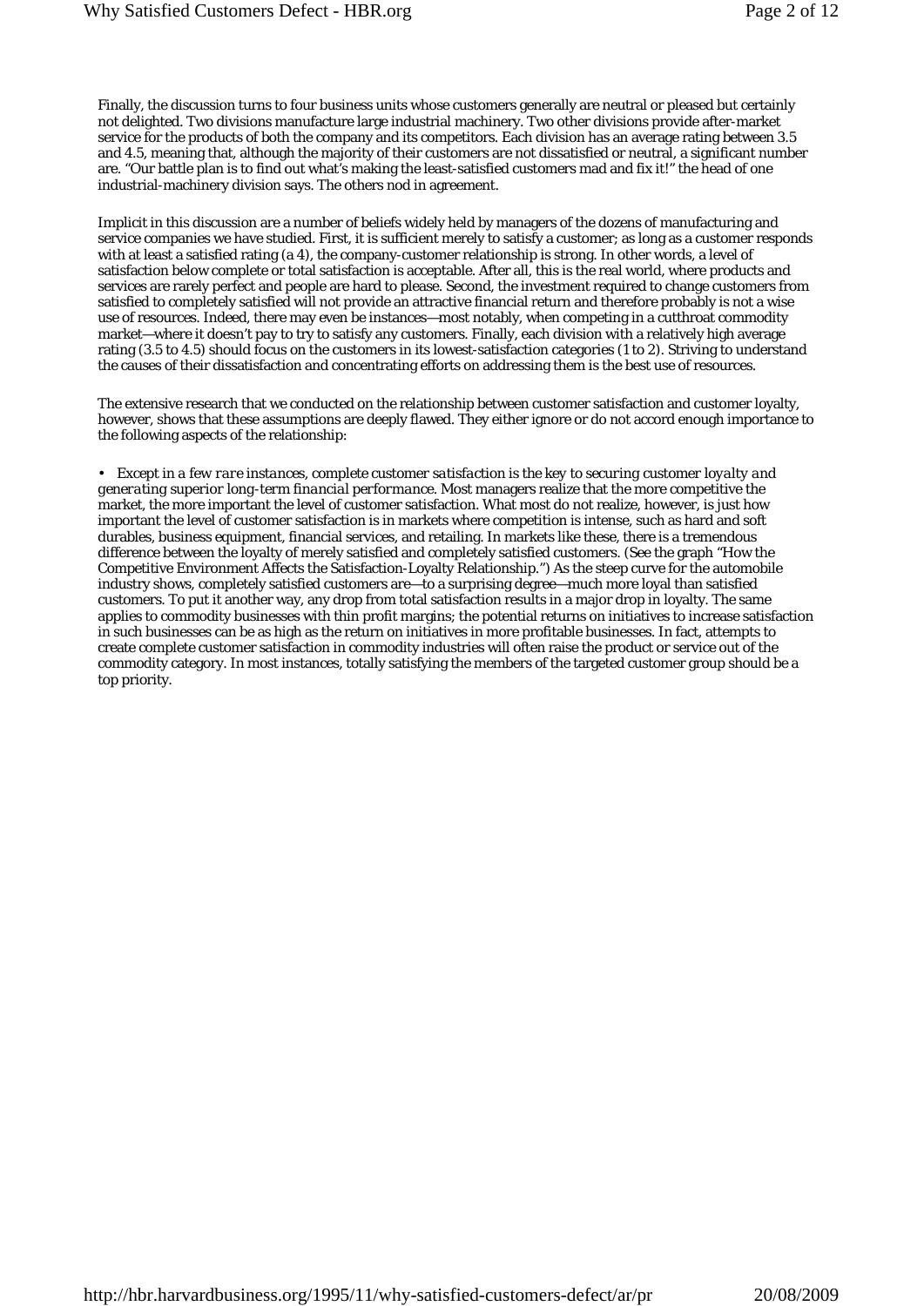Finally, the discussion turns to four business units whose customers generally are neutral or pleased but certainly not delighted. Two divisions manufacture large industrial machinery. Two other divisions provide after-market service for the products of both the company and its competitors. Each division has an average rating between 3.5 and 4.5, meaning that, although the majority of their customers are not dissatisfied or neutral, a significant number are. "Our battle plan is to find out what's making the least-satisfied customers mad and fix it!" the head of one industrial-machinery division says. The others nod in agreement.

Implicit in this discussion are a number of beliefs widely held by managers of the dozens of manufacturing and service companies we have studied. First, it is sufficient merely to satisfy a customer; as long as a customer responds with at least a satisfied rating (a 4), the company-customer relationship is strong. In other words, a level of satisfaction below complete or total satisfaction is acceptable. After all, this is the real world, where products and services are rarely perfect and people are hard to please. Second, the investment required to change customers from satisfied to completely satisfied will not provide an attractive financial return and therefore probably is not a wise use of resources. Indeed, there may even be instances—most notably, when competing in a cutthroat commodity market—where it doesn't pay to try to satisfy any customers. Finally, each division with a relatively high average rating (3.5 to 4.5) should focus on the customers in its lowest-satisfaction categories (1 to 2). Striving to understand the causes of their dissatisfaction and concentrating efforts on addressing them is the best use of resources.

The extensive research that we conducted on the relationship between customer satisfaction and customer loyalty, however, shows that these assumptions are deeply flawed. They either ignore or do not accord enough importance to the following aspects of the relationship:

- *Except in a few rare instances, complete customer satisfaction is the key to securing customer loyalty and generating superior long-term financial performance.* Most managers realize that the more competitive the market, the more important the level of customer satisfaction. What most do not realize, however, is just how important the level of customer satisfaction is in markets where competition is intense, such as hard and soft durables, business equipment, financial services, and retailing. In markets like these, there is a tremendous difference between the loyalty of merely satisfied and completely satisfied customers. (See the graph "How the Competitive Environment Affects the Satisfaction-Loyalty Relationship.") As the steep curve for the automobile industry shows, completely satisfied customers are—to a surprising degree—much more loyal than satisfied customers. To put it another way, any drop from total satisfaction results in a major drop in loyalty. The same applies to commodity businesses with thin profit margins; the potential returns on initiatives to increase satisfaction in such businesses can be as high as the return on initiatives in more profitable businesses. In fact, attempts to create complete customer satisfaction in commodity industries will often raise the product or service out of the commodity category. In most instances, totally satisfying the members of the targeted customer group should be a top priority.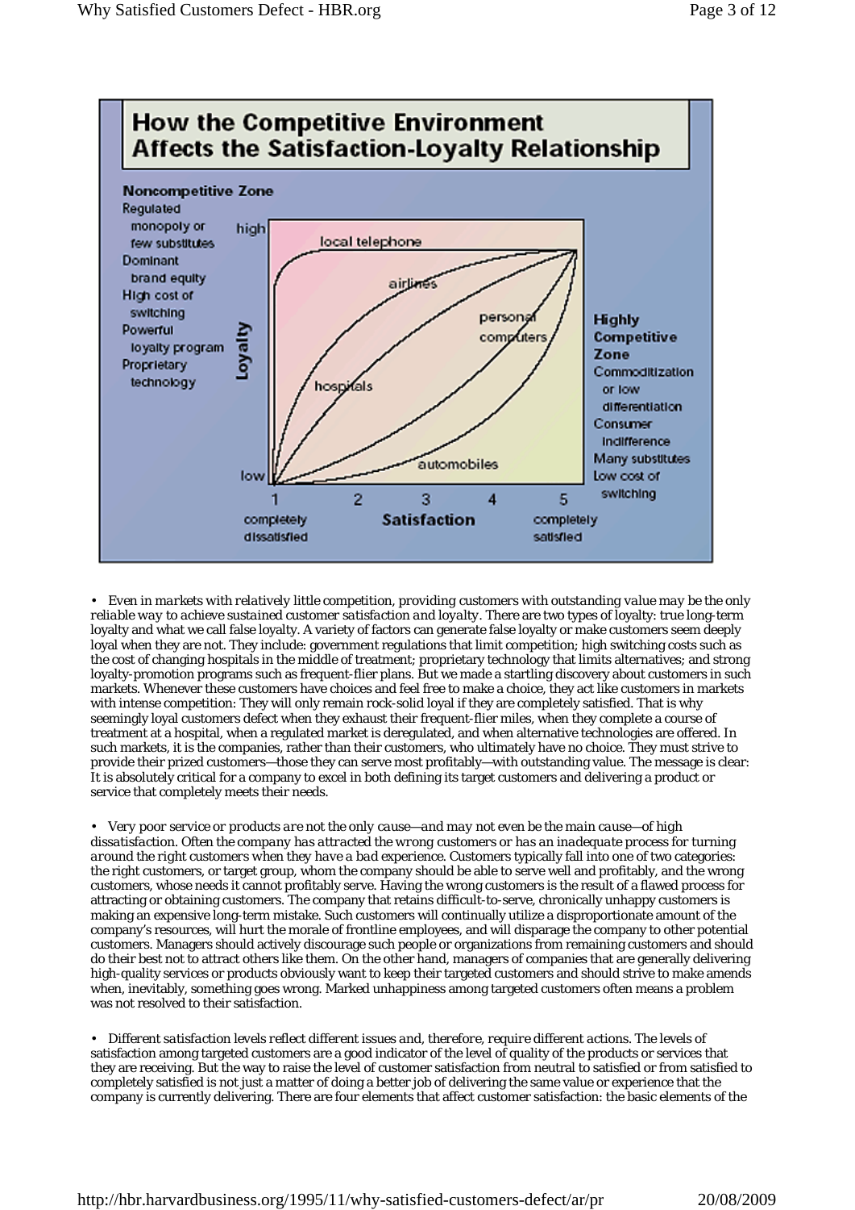**How the Competitive Environment Affects the Satisfaction-Loyalty Relationship**

**Noncompetitive Zone**
Regulated monopoly or few substitutes
Dominant brand equity
High cost of switching
Powerful loyalty program
Proprietary technology

**Highly Competitive Zone**
Commoditization or low differentiation
Consumer indifference
Many substitutes
Low cost of switching

Loyalty (low to high) vs. Satisfaction (1 completely dissatisfied, 2, 3, 4, 5 completely satisfied): local telephone, airlines, hospitals, personal computers, automobiles

• *Even in markets with relatively little competition, providing customers with outstanding value may be the only reliable way to achieve sustained customer satisfaction and loyalty.* There are two types of loyalty: true long-term loyalty and what we call false loyalty. A variety of factors can generate false loyalty or make customers seem deeply loyal when they are not. They include: government regulations that limit competition; high switching costs such as the cost of changing hospitals in the middle of treatment; proprietary technology that limits alternatives; and strong loyalty-promotion programs such as frequent-flier plans. But we made a startling discovery about customers in such markets. Whenever these customers have choices and feel free to make a choice, they act like customers in markets with intense competition: They will only remain rock-solid loyal if they are completely satisfied. That is why seemingly loyal customers defect when they exhaust their frequent-flier miles, when they complete a course of treatment at a hospital, when a regulated market is deregulated, and when alternative technologies are offered. In such markets, it is the companies, rather than their customers, who ultimately have no choice. They must strive to provide their prized customers—those they can serve most profitably—with outstanding value. The message is clear: It is absolutely critical for a company to excel in both defining its target customers and delivering a product or service that completely meets their needs.

• *Very poor service or products are not the only cause—and may not even be the main cause—of high dissatisfaction. Often the company has attracted the wrong customers or has an inadequate process for turning around the right customers when they have a bad experience.* Customers typically fall into one of two categories: the right customers, or target group, whom the company should be able to serve well and profitably, and the wrong customers, whose needs it cannot profitably serve. Having the wrong customers is the result of a flawed process for attracting or obtaining customers. The company that retains difficult-to-serve, chronically unhappy customers is making an expensive long-term mistake. Such customers will continually utilize a disproportionate amount of the company's resources, will hurt the morale of frontline employees, and will disparage the company to other potential customers. Managers should actively discourage such people or organizations from remaining customers and should do their best not to attract others like them. On the other hand, managers of companies that are generally delivering high-quality services or products obviously want to keep their targeted customers and should strive to make amends when, inevitably, something goes wrong. Marked unhappiness among targeted customers often means a problem was not resolved to their satisfaction.

• *Different satisfaction levels reflect different issues and, therefore, require different actions.* The levels of satisfaction among targeted customers are a good indicator of the level of quality of the products or services that they are receiving. But the way to raise the level of customer satisfaction from neutral to satisfied or from satisfied to completely satisfied is not just a matter of doing a better job of delivering the same value or experience that the company is currently delivering. There are four elements that affect customer satisfaction: the basic elements of the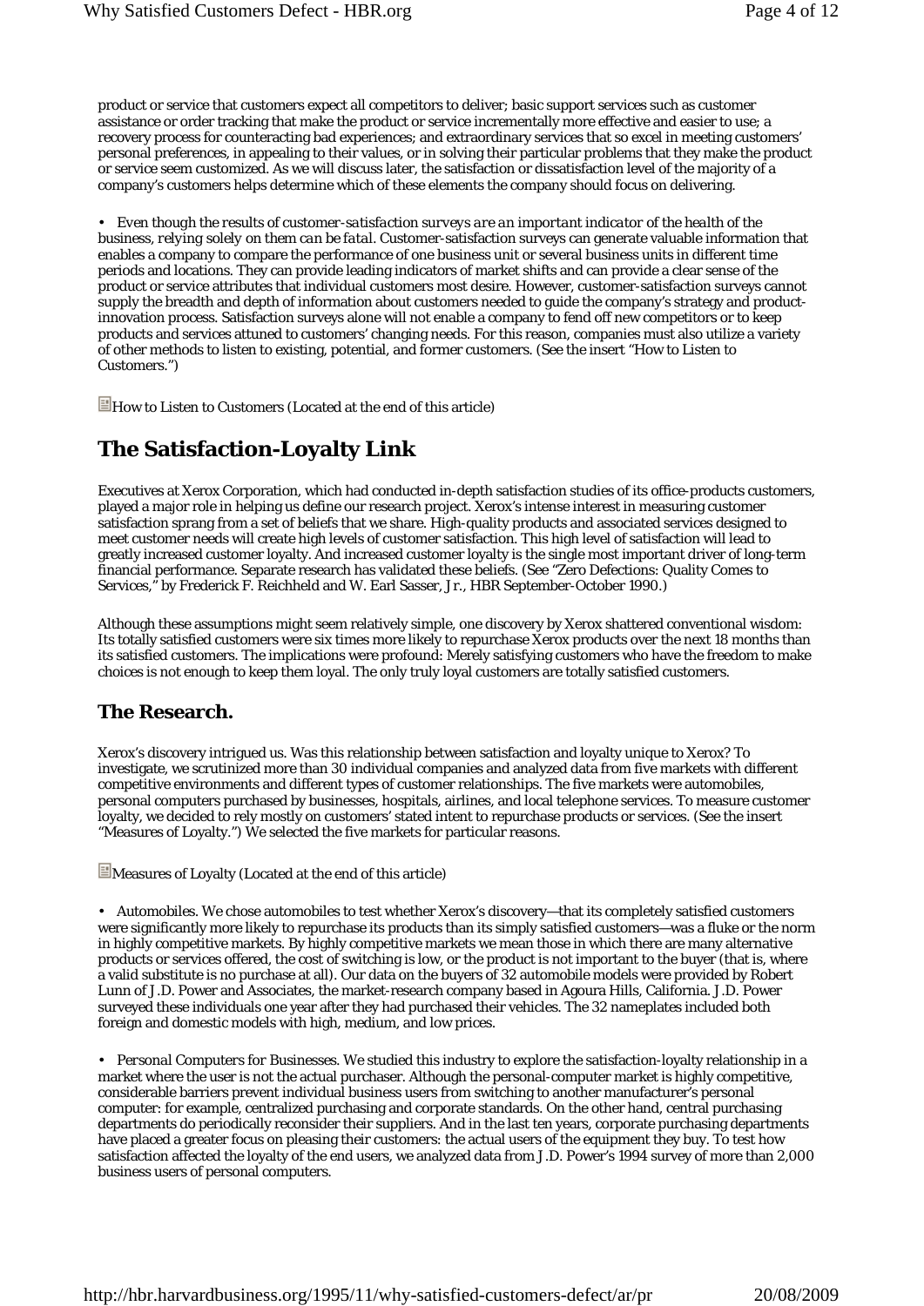product or service that customers expect all competitors to deliver; basic support services such as customer assistance or order tracking that make the product or service incrementally more effective and easier to use; a recovery process for counteracting bad experiences; and extraordinary services that so excel in meeting customers' personal preferences, in appealing to their values, or in solving their particular problems that they make the product or service seem customized. As we will discuss later, the satisfaction or dissatisfaction level of the majority of a company's customers helps determine which of these elements the company should focus on delivering.

• *Even though the results of customer-satisfaction surveys are an important indicator of the health of the business, relying solely on them can be fatal.* Customer-satisfaction surveys can generate valuable information that enables a company to compare the performance of one business unit or several business units in different time periods and locations. They can provide leading indicators of market shifts and can provide a clear sense of the product or service attributes that individual customers most desire. However, customer-satisfaction surveys cannot supply the breadth and depth of information about customers needed to guide the company's strategy and product-innovation process. Satisfaction surveys alone will not enable a company to fend off new competitors or to keep products and services attuned to customers' changing needs. For this reason, companies must also utilize a variety of other methods to listen to existing, potential, and former customers. (See the insert "How to Listen to Customers.")

How to Listen to Customers (Located at the end of this article)

## The Satisfaction-Loyalty Link

Executives at Xerox Corporation, which had conducted in-depth satisfaction studies of its office-products customers, played a major role in helping us define our research project. Xerox's intense interest in measuring customer satisfaction sprang from a set of beliefs that we share. High-quality products and associated services designed to meet customer needs will create high levels of customer satisfaction. This high level of satisfaction will lead to greatly increased customer loyalty. And increased customer loyalty is the single most important driver of long-term financial performance. Separate research has validated these beliefs. (See "Zero Defections: Quality Comes to Services," by Frederick F. Reichheld and W. Earl Sasser, Jr., HBR September-October 1990.)

Although these assumptions might seem relatively simple, one discovery by Xerox shattered conventional wisdom: Its totally satisfied customers were six times more likely to repurchase Xerox products over the next 18 months than its satisfied customers. The implications were profound: Merely satisfying customers who have the freedom to make choices is not enough to keep them loyal. The only truly loyal customers are totally satisfied customers.

### The Research.

Xerox's discovery intrigued us. Was this relationship between satisfaction and loyalty unique to Xerox? To investigate, we scrutinized more than 30 individual companies and analyzed data from five markets with different competitive environments and different types of customer relationships. The five markets were automobiles, personal computers purchased by businesses, hospitals, airlines, and local telephone services. To measure customer loyalty, we decided to rely mostly on customers' stated intent to repurchase products or services. (See the insert "Measures of Loyalty.") We selected the five markets for particular reasons.

Measures of Loyalty (Located at the end of this article)

• *Automobiles.* We chose automobiles to test whether Xerox's discovery—that its completely satisfied customers were significantly more likely to repurchase its products than its simply satisfied customers—was a fluke or the norm in highly competitive markets. By highly competitive markets we mean those in which there are many alternative products or services offered, the cost of switching is low, or the product is not important to the buyer (that is, where a valid substitute is no purchase at all). Our data on the buyers of 32 automobile models were provided by Robert Lunn of J.D. Power and Associates, the market-research company based in Agoura Hills, California. J.D. Power surveyed these individuals one year after they had purchased their vehicles. The 32 nameplates included both foreign and domestic models with high, medium, and low prices.

• *Personal Computers for Businesses.* We studied this industry to explore the satisfaction-loyalty relationship in a market where the user is not the actual purchaser. Although the personal-computer market is highly competitive, considerable barriers prevent individual business users from switching to another manufacturer's personal computer: for example, centralized purchasing and corporate standards. On the other hand, central purchasing departments do periodically reconsider their suppliers. And in the last ten years, corporate purchasing departments have placed a greater focus on pleasing their customers: the actual users of the equipment they buy. To test how satisfaction affected the loyalty of the end users, we analyzed data from J.D. Power's 1994 survey of more than 2,000 business users of personal computers.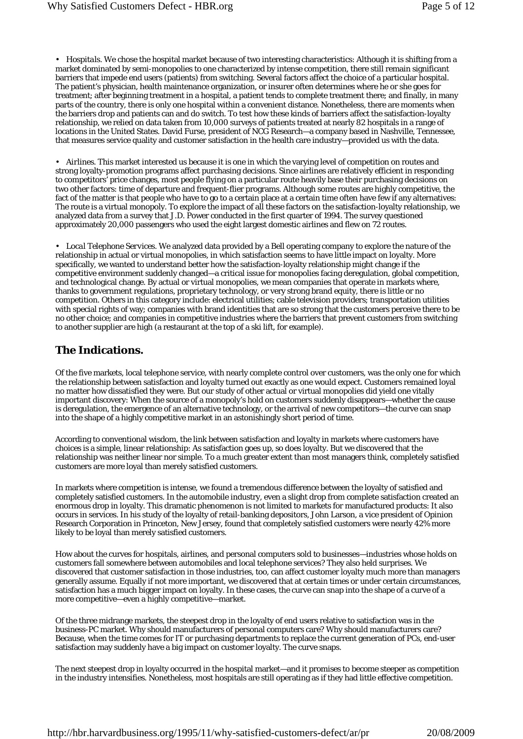• *Hospitals.* We chose the hospital market because of two interesting characteristics: Although it is shifting from a market dominated by semi-monopolies to one characterized by intense competition, there still remain significant barriers that impede end users (patients) from switching. Several factors affect the choice of a particular hospital. The patient's physician, health maintenance organization, or insurer often determines where he or she goes for treatment; after beginning treatment in a hospital, a patient tends to complete treatment there; and finally, in many parts of the country, there is only one hospital within a convenient distance. Nonetheless, there are moments when the barriers drop and patients can and do switch. To test how these kinds of barriers affect the satisfaction-loyalty relationship, we relied on data taken from 10,000 surveys of patients treated at nearly 82 hospitals in a range of locations in the United States. David Furse, president of NCG Research—a company based in Nashville, Tennessee, that measures service quality and customer satisfaction in the health care industry—provided us with the data.

• *Airlines.* This market interested us because it is one in which the varying level of competition on routes and strong loyalty-promotion programs affect purchasing decisions. Since airlines are relatively efficient in responding to competitors' price changes, most people flying on a particular route heavily base their purchasing decisions on two other factors: time of departure and frequent-flier programs. Although some routes are highly competitive, the fact of the matter is that people who have to go to a certain place at a certain time often have few if any alternatives: The route is a virtual monopoly. To explore the impact of all these factors on the satisfaction-loyalty relationship, we analyzed data from a survey that J.D. Power conducted in the first quarter of 1994. The survey questioned approximately 20,000 passengers who used the eight largest domestic airlines and flew on 72 routes.

• *Local Telephone Services.* We analyzed data provided by a Bell operating company to explore the nature of the relationship in actual or virtual monopolies, in which satisfaction seems to have little impact on loyalty. More specifically, we wanted to understand better how the satisfaction-loyalty relationship might change if the competitive environment suddenly changed—a critical issue for monopolies facing deregulation, global competition, and technological change. By actual or virtual monopolies, we mean companies that operate in markets where, thanks to government regulations, proprietary technology, or very strong brand equity, there is little or no competition. Others in this category include: electrical utilities; cable television providers; transportation utilities with special rights of way; companies with brand identities that are so strong that the customers perceive there to be no other choice; and companies in competitive industries where the barriers that prevent customers from switching to another supplier are high (a restaurant at the top of a ski lift, for example).

## The Indications.

Of the five markets, local telephone service, with nearly complete control over customers, was the only one for which the relationship between satisfaction and loyalty turned out exactly as one would expect. Customers remained loyal no matter how dissatisfied they were. But our study of other actual or virtual monopolies did yield one vitally important discovery: When the source of a monopoly's hold on customers suddenly disappears—whether the cause is deregulation, the emergence of an alternative technology, or the arrival of new competitors—the curve can snap into the shape of a highly competitive market in an astonishingly short period of time.

According to conventional wisdom, the link between satisfaction and loyalty in markets where customers have choices is a simple, linear relationship: As satisfaction goes up, so does loyalty. But we discovered that the relationship was neither linear nor simple. To a much greater extent than most managers think, completely satisfied customers are more loyal than merely satisfied customers.

In markets where competition is intense, we found a tremendous difference between the loyalty of satisfied and completely satisfied customers. In the automobile industry, even a slight drop from complete satisfaction created an enormous drop in loyalty. This dramatic phenomenon is not limited to markets for manufactured products: It also occurs in services. In his study of the loyalty of retail-banking depositors, John Larson, a vice president of Opinion Research Corporation in Princeton, New Jersey, found that completely satisfied customers were nearly 42% more likely to be loyal than merely satisfied customers.

How about the curves for hospitals, airlines, and personal computers sold to businesses—industries whose holds on customers fall somewhere between automobiles and local telephone services? They also held surprises. We discovered that customer satisfaction in those industries, too, can affect customer loyalty much more than managers generally assume. Equally if not more important, we discovered that at certain times or under certain circumstances, satisfaction has a much bigger impact on loyalty. In these cases, the curve can snap into the shape of a curve of a more competitive—even a highly competitive—market.

Of the three midrange markets, the steepest drop in the loyalty of end users relative to satisfaction was in the business-PC market. Why should manufacturers of personal computers care? Why should manufacturers care? Because, when the time comes for IT or purchasing departments to replace the current generation of PCs, end-user satisfaction may suddenly have a big impact on customer loyalty. The curve snaps.

The next steepest drop in loyalty occurred in the hospital market—and it promises to become steeper as competition in the industry intensifies. Nonetheless, most hospitals are still operating as if they had little effective competition.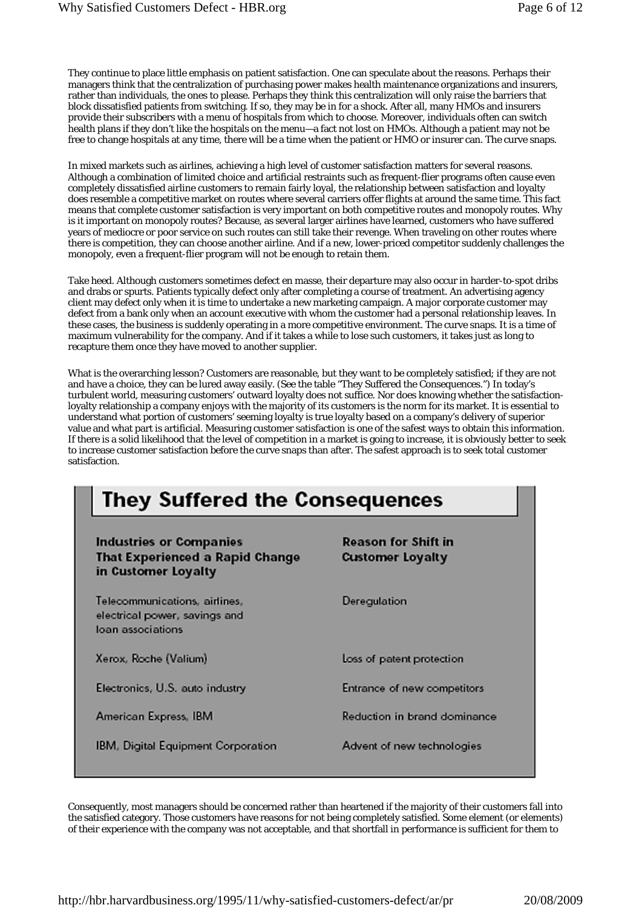They continue to place little emphasis on patient satisfaction. One can speculate about the reasons. Perhaps their managers think that the centralization of purchasing power makes health maintenance organizations and insurers, rather than individuals, the ones to please. Perhaps they think this centralization will only raise the barriers that block dissatisfied patients from switching. If so, they may be in for a shock. After all, many HMOs and insurers provide their subscribers with a menu of hospitals from which to choose. Moreover, individuals often can switch health plans if they don't like the hospitals on the menu—a fact not lost on HMOs. Although a patient may not be free to change hospitals at any time, there will be a time when the patient or HMO or insurer can. The curve snaps.

In mixed markets such as airlines, achieving a high level of customer satisfaction matters for several reasons. Although a combination of limited choice and artificial restraints such as frequent-flier programs often cause even completely dissatisfied airline customers to remain fairly loyal, the relationship between satisfaction and loyalty does resemble a competitive market on routes where several carriers offer flights at around the same time. This fact means that complete customer satisfaction is very important on both competitive routes and monopoly routes. Why is it important on monopoly routes? Because, as several larger airlines have learned, customers who have suffered years of mediocre or poor service on such routes can still take their revenge. When traveling on other routes where there is competition, they can choose another airline. And if a new, lower-priced competitor suddenly challenges the monopoly, even a frequent-flier program will not be enough to retain them.

Take heed. Although customers sometimes defect en masse, their departure may also occur in harder-to-spot dribs and drabs or spurts. Patients typically defect only after completing a course of treatment. An advertising agency client may defect only when it is time to undertake a new marketing campaign. A major corporate customer may defect from a bank only when an account executive with whom the customer had a personal relationship leaves. In these cases, the business is suddenly operating in a more competitive environment. The curve snaps. It is a time of maximum vulnerability for the company. And if it takes a while to lose such customers, it takes just as long to recapture them once they have moved to another supplier.

What is the overarching lesson? Customers are reasonable, but they want to be completely satisfied; if they are not and have a choice, they can be lured away easily. (See the table "They Suffered the Consequences.") In today's turbulent world, measuring customers' outward loyalty does not suffice. Nor does knowing whether the satisfaction-loyalty relationship a company enjoys with the majority of its customers is the norm for its market. It is essential to understand what portion of customers' seeming loyalty is true loyalty based on a company's delivery of superior value and what part is artificial. Measuring customer satisfaction is one of the safest ways to obtain this information. If there is a solid likelihood that the level of competition in a market is going to increase, it is obviously better to seek to increase customer satisfaction before the curve snaps than after. The safest approach is to seek total customer satisfaction.

## They Suffered the Consequences

| Industries or Companies That Experienced a Rapid Change in Customer Loyalty | Reason for Shift in Customer Loyalty |
|---|---|
| Telecommunications, airlines, electrical power, savings and loan associations | Deregulation |
| Xerox, Roche (Valium) | Loss of patent protection |
| Electronics, U.S. auto industry | Entrance of new competitors |
| American Express, IBM | Reduction in brand dominance |
| IBM, Digital Equipment Corporation | Advent of new technologies |

Consequently, most managers should be concerned rather than heartened if the majority of their customers fall into the satisfied category. Those customers have reasons for not being completely satisfied. Some element (or elements) of their experience with the company was not acceptable, and that shortfall in performance is sufficient for them to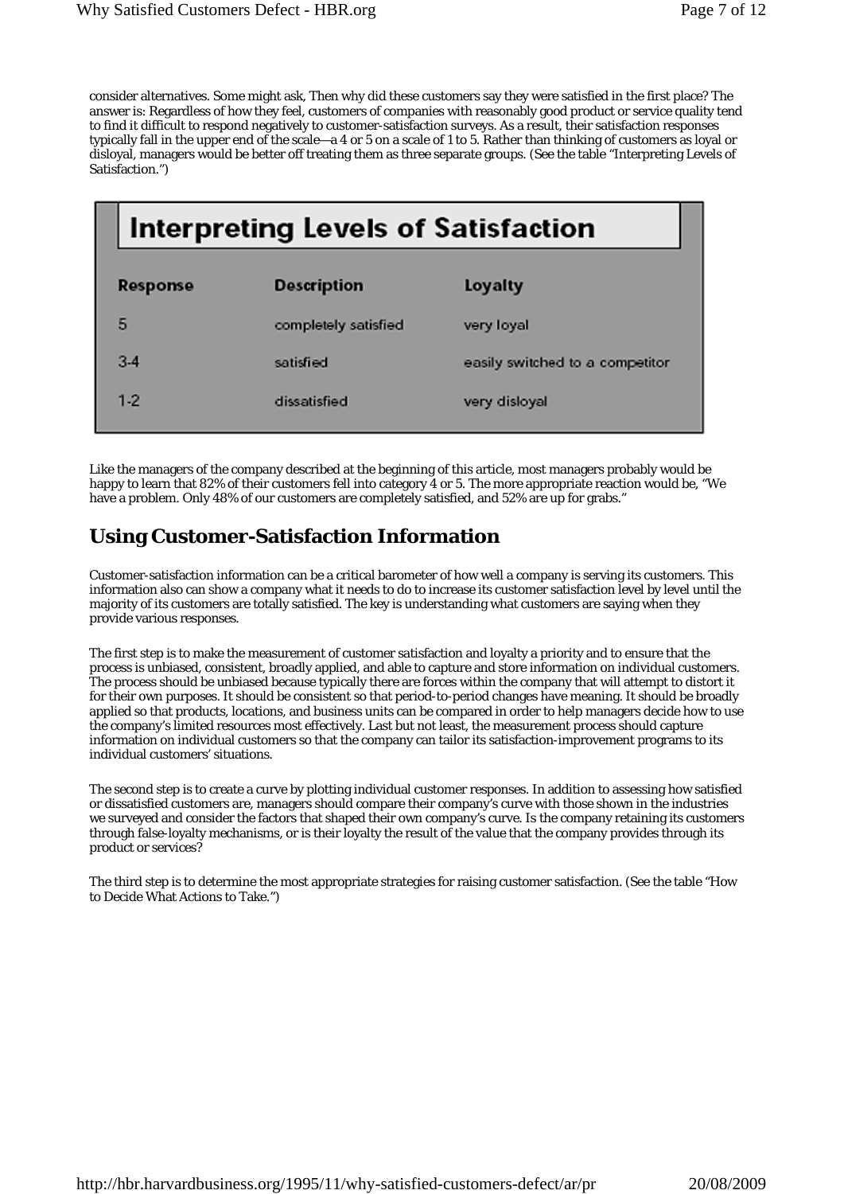consider alternatives. Some might ask, Then why did these customers say they were satisfied in the first place? The answer is: Regardless of how they feel, customers of companies with reasonably good product or service quality tend to find it difficult to respond negatively to customer-satisfaction surveys. As a result, their satisfaction responses typically fall in the upper end of the scale—a 4 or 5 on a scale of 1 to 5. Rather than thinking of customers as loyal or disloyal, managers would be better off treating them as three separate groups. (See the table "Interpreting Levels of Satisfaction.")

**Interpreting Levels of Satisfaction**

| Response | Description | Loyalty |
|---|---|---|
| 5 | completely satisfied | very loyal |
| 3-4 | satisfied | easily switched to a competitor |
| 1-2 | dissatisfied | very disloyal |

Like the managers of the company described at the beginning of this article, most managers probably would be happy to learn that 82% of their customers fell into category 4 or 5. The more appropriate reaction would be, "We have a problem. Only 48% of our customers are completely satisfied, and 52% are up for grabs."

## Using Customer-Satisfaction Information

Customer-satisfaction information can be a critical barometer of how well a company is serving its customers. This information also can show a company what it needs to do to increase its customer satisfaction level by level until the majority of its customers are totally satisfied. The key is understanding what customers are saying when they provide various responses.

The first step is to make the measurement of customer satisfaction and loyalty a priority and to ensure that the process is unbiased, consistent, broadly applied, and able to capture and store information on individual customers. The process should be unbiased because typically there are forces within the company that will attempt to distort it for their own purposes. It should be consistent so that period-to-period changes have meaning. It should be broadly applied so that products, locations, and business units can be compared in order to help managers decide how to use the company's limited resources most effectively. Last but not least, the measurement process should capture information on individual customers so that the company can tailor its satisfaction-improvement programs to its individual customers' situations.

The second step is to create a curve by plotting individual customer responses. In addition to assessing how satisfied or dissatisfied customers are, managers should compare their company's curve with those shown in the industries we surveyed and consider the factors that shaped their own company's curve. Is the company retaining its customers through false-loyalty mechanisms, or is their loyalty the result of the value that the company provides through its product or services?

The third step is to determine the most appropriate strategies for raising customer satisfaction. (See the table "How to Decide What Actions to Take.")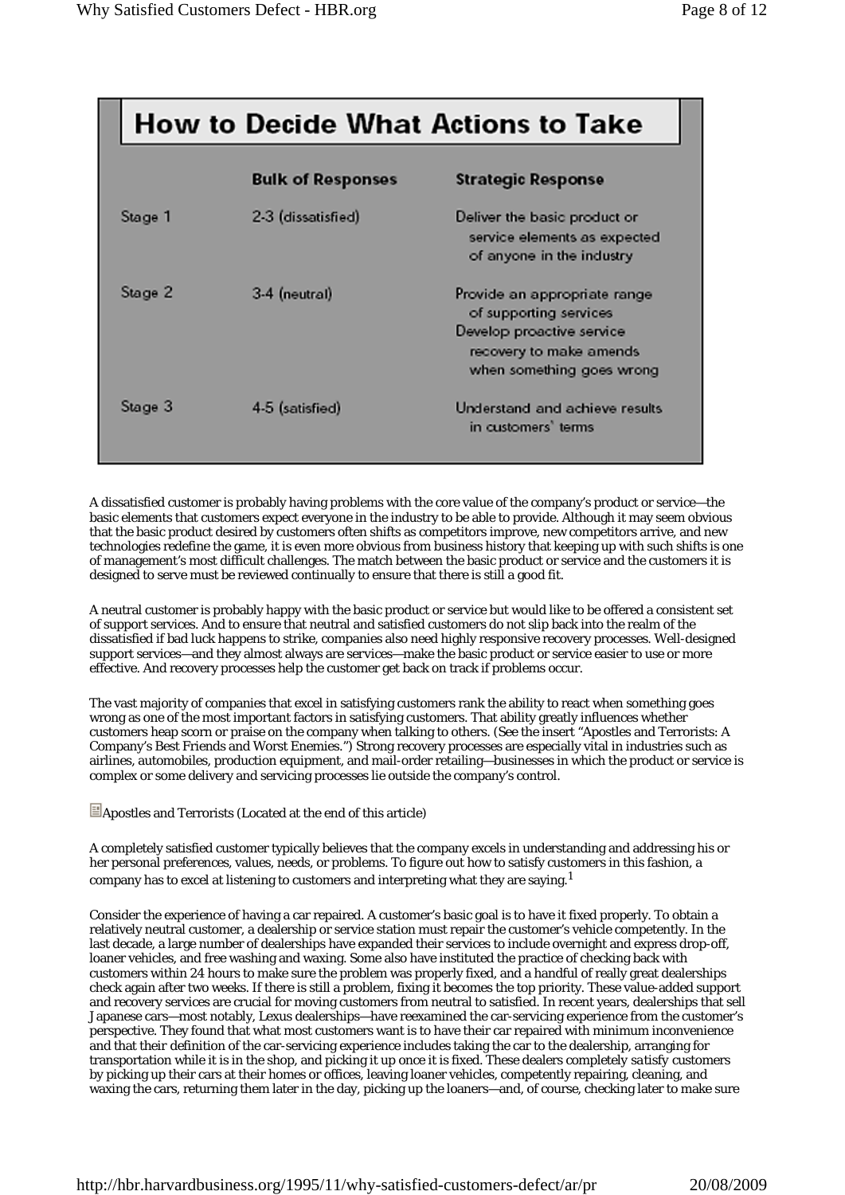## How to Decide What Actions to Take

| | Bulk of Responses | Strategic Response |
|---|---|---|
| Stage 1 | 2-3 (dissatisfied) | Deliver the basic product or service elements as expected of anyone in the industry |
| Stage 2 | 3-4 (neutral) | Provide an appropriate range of supporting services<br>Develop proactive service recovery to make amends when something goes wrong |
| Stage 3 | 4-5 (satisfied) | Understand and achieve results in customers' terms |

A dissatisfied customer is probably having problems with the core value of the company's product or service—the basic elements that customers expect everyone in the industry to be able to provide. Although it may seem obvious that the basic product desired by customers often shifts as competitors improve, new competitors arrive, and new technologies redefine the game, it is even more obvious from business history that keeping up with such shifts is one of management's most difficult challenges. The match between the basic product or service and the customers it is designed to serve must be reviewed continually to ensure that there is still a good fit.

A neutral customer is probably happy with the basic product or service but would like to be offered a consistent set of support services. And to ensure that neutral and satisfied customers do not slip back into the realm of the dissatisfied if bad luck happens to strike, companies also need highly responsive recovery processes. Well-designed support services—and they almost always are services—make the basic product or service easier to use or more effective. And recovery processes help the customer get back on track if problems occur.

The vast majority of companies that excel in satisfying customers rank the ability to react when something goes wrong as one of the most important factors in satisfying customers. That ability greatly influences whether customers heap scorn or praise on the company when talking to others. (See the insert "Apostles and Terrorists: A Company's Best Friends and Worst Enemies.") Strong recovery processes are especially vital in industries such as airlines, automobiles, production equipment, and mail-order retailing—businesses in which the product or service is complex or some delivery and servicing processes lie outside the company's control.

Apostles and Terrorists (Located at the end of this article)

A completely satisfied customer typically believes that the company excels in understanding and addressing his or her personal preferences, values, needs, or problems. To figure out how to satisfy customers in this fashion, a company has to excel at listening to customers and interpreting what they are saying.[1]

Consider the experience of having a car repaired. A customer's basic goal is to have it fixed properly. To obtain a relatively neutral customer, a dealership or service station must repair the customer's vehicle competently. In the last decade, a large number of dealerships have expanded their services to include overnight and express drop-off, loaner vehicles, and free washing and waxing. Some also have instituted the practice of checking back with customers within 24 hours to make sure the problem was properly fixed, and a handful of really great dealerships check again after two weeks. If there is still a problem, fixing it becomes the top priority. These value-added support and recovery services are crucial for moving customers from neutral to satisfied. In recent years, dealerships that sell Japanese cars—most notably, Lexus dealerships—have reexamined the car-servicing experience from the customer's perspective. They found that what most customers want is to have their car repaired with minimum inconvenience and that their definition of the car-servicing experience includes taking the car to the dealership, arranging for transportation while it is in the shop, and picking it up once it is fixed. These dealers completely satisfy customers by picking up their cars at their homes or offices, leaving loaner vehicles, competently repairing, cleaning, and waxing the cars, returning them later in the day, picking up the loaners—and, of course, checking later to make sure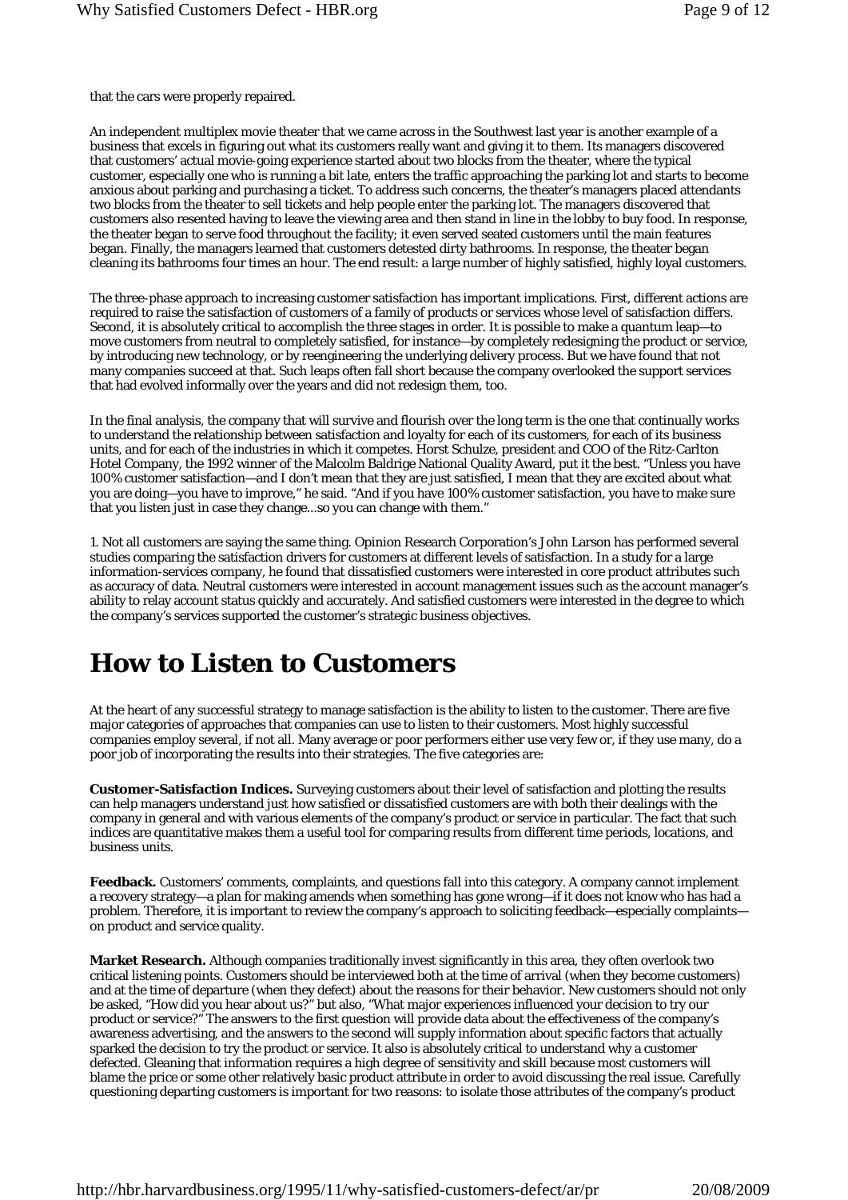that the cars were properly repaired.

An independent multiplex movie theater that we came across in the Southwest last year is another example of a business that excels in figuring out what its customers really want and giving it to them. Its managers discovered that customers' actual movie-going experience started about two blocks from the theater, where the typical customer, especially one who is running a bit late, enters the traffic approaching the parking lot and starts to become anxious about parking and purchasing a ticket. To address such concerns, the theater's managers placed attendants two blocks from the theater to sell tickets and help people enter the parking lot. The managers discovered that customers also resented having to leave the viewing area and then stand in line in the lobby to buy food. In response, the theater began to serve food throughout the facility; it even served seated customers until the main features began. Finally, the managers learned that customers detested dirty bathrooms. In response, the theater began cleaning its bathrooms four times an hour. The end result: a large number of highly satisfied, highly loyal customers.

The three-phase approach to increasing customer satisfaction has important implications. First, different actions are required to raise the satisfaction of customers of a family of products or services whose level of satisfaction differs. Second, it is absolutely critical to accomplish the three stages in order. It is possible to make a quantum leap—to move customers from neutral to completely satisfied, for instance—by completely redesigning the product or service, by introducing new technology, or by reengineering the underlying delivery process. But we have found that not many companies succeed at that. Such leaps often fall short because the company overlooked the support services that had evolved informally over the years and did not redesign them, too.

In the final analysis, the company that will survive and flourish over the long term is the one that continually works to understand the relationship between satisfaction and loyalty for each of its customers, for each of its business units, and for each of the industries in which it competes. Horst Schulze, president and COO of the Ritz-Carlton Hotel Company, the 1992 winner of the Malcolm Baldrige National Quality Award, put it the best. "Unless you have 100% customer satisfaction—and I don't mean that they are just satisfied, I mean that they are excited about what you are doing—you have to improve," he said. "And if you have 100% customer satisfaction, you have to make sure that you listen just in case they change...so you can change with them."

1. Not all customers are saying the same thing. Opinion Research Corporation's John Larson has performed several studies comparing the satisfaction drivers for customers at different levels of satisfaction. In a study for a large information-services company, he found that dissatisfied customers were interested in core product attributes such as accuracy of data. Neutral customers were interested in account management issues such as the account manager's ability to relay account status quickly and accurately. And satisfied customers were interested in the degree to which the company's services supported the customer's strategic business objectives.

# How to Listen to Customers

At the heart of any successful strategy to manage satisfaction is the ability to listen to the customer. There are five major categories of approaches that companies can use to listen to their customers. Most highly successful companies employ several, if not all. Many average or poor performers either use very few or, if they use many, do a poor job of incorporating the results into their strategies. The five categories are:

**Customer-Satisfaction Indices.** Surveying customers about their level of satisfaction and plotting the results can help managers understand just how satisfied or dissatisfied customers are with both their dealings with the company in general and with various elements of the company's product or service in particular. The fact that such indices are quantitative makes them a useful tool for comparing results from different time periods, locations, and business units.

**Feedback.** Customers' comments, complaints, and questions fall into this category. A company cannot implement a recovery strategy—a plan for making amends when something has gone wrong—if it does not know who has had a problem. Therefore, it is important to review the company's approach to soliciting feedback—especially complaints—on product and service quality.

**Market Research.** Although companies traditionally invest significantly in this area, they often overlook two critical listening points. Customers should be interviewed both at the time of arrival (when they become customers) and at the time of departure (when they defect) about the reasons for their behavior. New customers should not only be asked, "How did you hear about us?" but also, "What major experiences influenced your decision to try our product or service?" The answers to the first question will provide data about the effectiveness of the company's awareness advertising, and the answers to the second will supply information about specific factors that actually sparked the decision to try the product or service. It also is absolutely critical to understand why a customer defected. Gleaning that information requires a high degree of sensitivity and skill because most customers will blame the price or some other relatively basic product attribute in order to avoid discussing the real issue. Carefully questioning departing customers is important for two reasons: to isolate those attributes of the company's product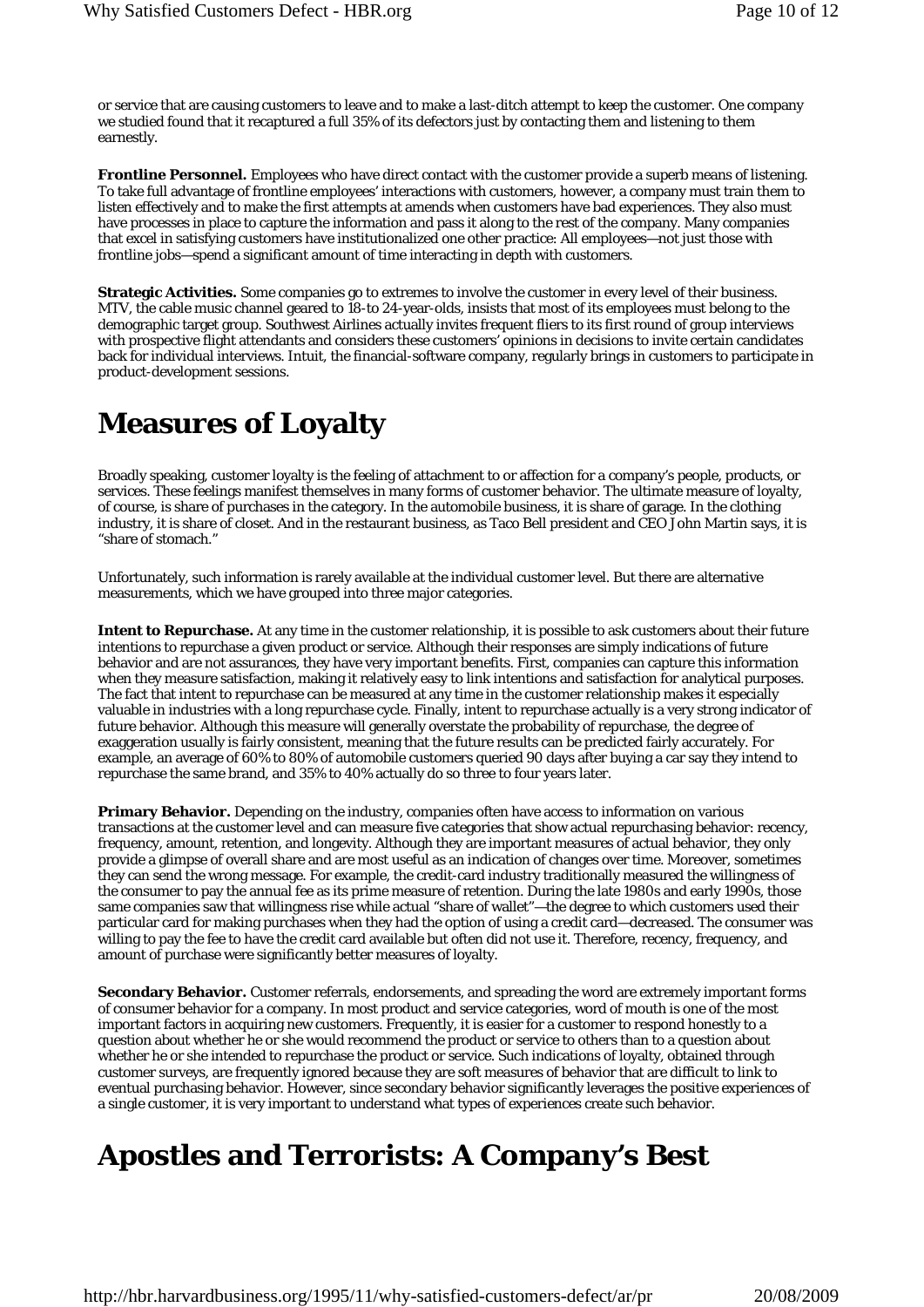or service that are causing customers to leave and to make a last-ditch attempt to keep the customer. One company we studied found that it recaptured a full 35% of its defectors just by contacting them and listening to them earnestly.

**Frontline Personnel.** Employees who have direct contact with the customer provide a superb means of listening. To take full advantage of frontline employees' interactions with customers, however, a company must train them to listen effectively and to make the first attempts at amends when customers have bad experiences. They also must have processes in place to capture the information and pass it along to the rest of the company. Many companies that excel in satisfying customers have institutionalized one other practice: All employees—not just those with frontline jobs—spend a significant amount of time interacting in depth with customers.

**Strategic Activities.** Some companies go to extremes to involve the customer in every level of their business. MTV, the cable music channel geared to 18-to 24-year-olds, insists that most of its employees must belong to the demographic target group. Southwest Airlines actually invites frequent fliers to its first round of group interviews with prospective flight attendants and considers these customers' opinions in decisions to invite certain candidates back for individual interviews. Intuit, the financial-software company, regularly brings in customers to participate in product-development sessions.

# Measures of Loyalty

Broadly speaking, customer loyalty is the feeling of attachment to or affection for a company's people, products, or services. These feelings manifest themselves in many forms of customer behavior. The ultimate measure of loyalty, of course, is share of purchases in the category. In the automobile business, it is share of garage. In the clothing industry, it is share of closet. And in the restaurant business, as Taco Bell president and CEO John Martin says, it is "share of stomach."

Unfortunately, such information is rarely available at the individual customer level. But there are alternative measurements, which we have grouped into three major categories.

**Intent to Repurchase.** At any time in the customer relationship, it is possible to ask customers about their future intentions to repurchase a given product or service. Although their responses are simply indications of future behavior and are not assurances, they have very important benefits. First, companies can capture this information when they measure satisfaction, making it relatively easy to link intentions and satisfaction for analytical purposes. The fact that intent to repurchase can be measured at any time in the customer relationship makes it especially valuable in industries with a long repurchase cycle. Finally, intent to repurchase actually is a very strong indicator of future behavior. Although this measure will generally overstate the probability of repurchase, the degree of exaggeration usually is fairly consistent, meaning that the future results can be predicted fairly accurately. For example, an average of 60% to 80% of automobile customers queried 90 days after buying a car say they intend to repurchase the same brand, and 35% to 40% actually do so three to four years later.

**Primary Behavior.** Depending on the industry, companies often have access to information on various transactions at the customer level and can measure five categories that show actual repurchasing behavior: recency, frequency, amount, retention, and longevity. Although they are important measures of actual behavior, they only provide a glimpse of overall share and are most useful as an indication of changes over time. Moreover, sometimes they can send the wrong message. For example, the credit-card industry traditionally measured the willingness of the consumer to pay the annual fee as its prime measure of retention. During the late 1980s and early 1990s, those same companies saw that willingness rise while actual "share of wallet"—the degree to which customers used their particular card for making purchases when they had the option of using a credit card—decreased. The consumer was willing to pay the fee to have the credit card available but often did not use it. Therefore, recency, frequency, and amount of purchase were significantly better measures of loyalty.

**Secondary Behavior.** Customer referrals, endorsements, and spreading the word are extremely important forms of consumer behavior for a company. In most product and service categories, word of mouth is one of the most important factors in acquiring new customers. Frequently, it is easier for a customer to respond honestly to a question about whether he or she would recommend the product or service to others than to a question about whether he or she intended to repurchase the product or service. Such indications of loyalty, obtained through customer surveys, are frequently ignored because they are soft measures of behavior that are difficult to link to eventual purchasing behavior. However, since secondary behavior significantly leverages the positive experiences of a single customer, it is very important to understand what types of experiences create such behavior.

# Apostles and Terrorists: A Company's Best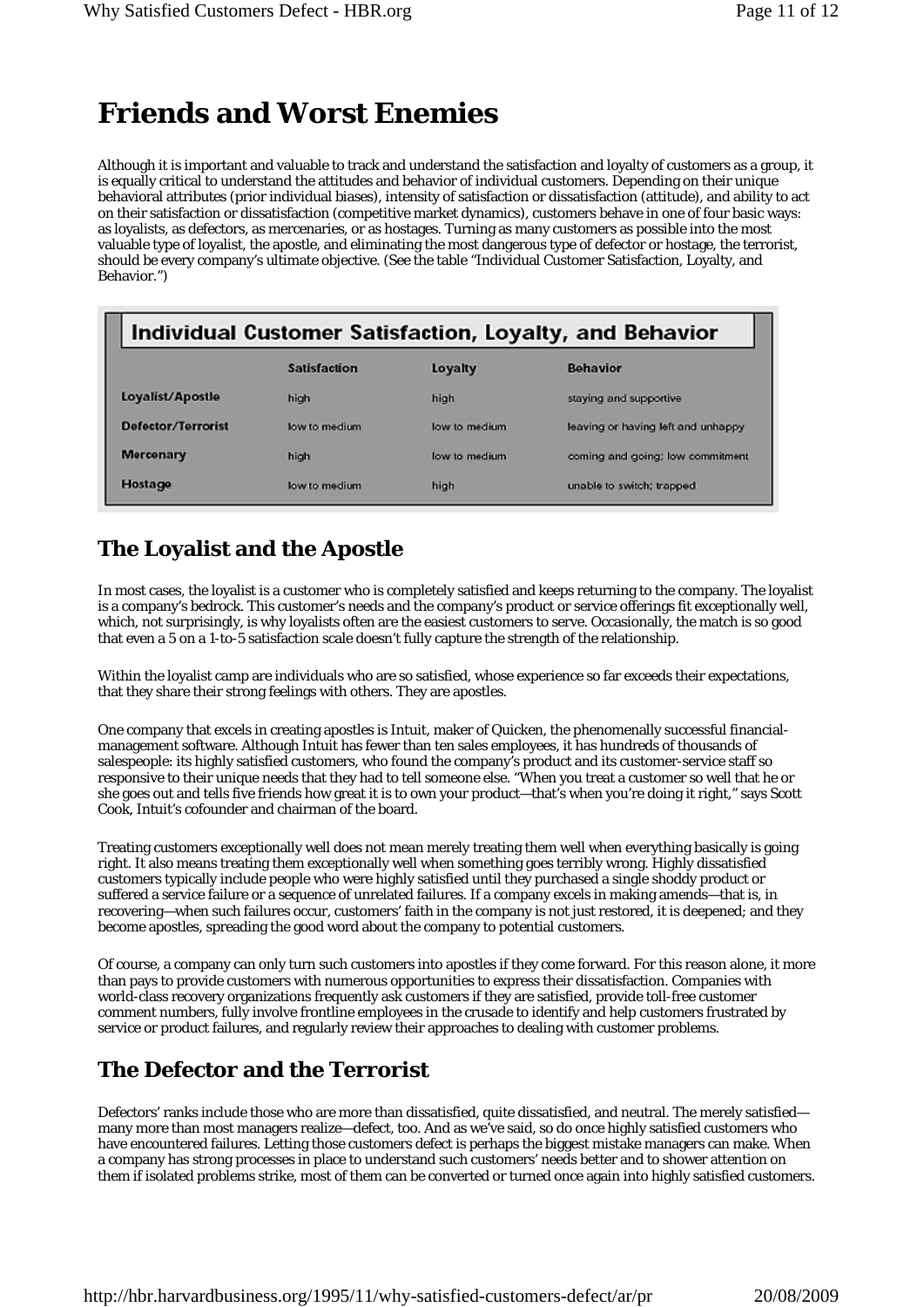# Friends and Worst Enemies

Although it is important and valuable to track and understand the satisfaction and loyalty of customers as a group, it is equally critical to understand the attitudes and behavior of individual customers. Depending on their unique behavioral attributes (prior individual biases), intensity of satisfaction or dissatisfaction (attitude), and ability to act on their satisfaction or dissatisfaction (competitive market dynamics), customers behave in one of four basic ways: as loyalists, as defectors, as mercenaries, or as hostages. Turning as many customers as possible into the most valuable type of loyalist, the apostle, and eliminating the most dangerous type of defector or hostage, the terrorist, should be every company's ultimate objective. (See the table "Individual Customer Satisfaction, Loyalty, and Behavior.")

**Individual Customer Satisfaction, Loyalty, and Behavior**

| | Satisfaction | Loyalty | Behavior |
|---|---|---|---|
| Loyalist/Apostle | high | high | staying and supportive |
| Defector/Terrorist | low to medium | low to medium | leaving or having left and unhappy |
| Mercenary | high | low to medium | coming and going; low commitment |
| Hostage | low to medium | high | unable to switch; trapped |

## The Loyalist and the Apostle

In most cases, the loyalist is a customer who is completely satisfied and keeps returning to the company. The loyalist is a company's bedrock. This customer's needs and the company's product or service offerings fit exceptionally well, which, not surprisingly, is why loyalists often are the easiest customers to serve. Occasionally, the match is so good that even a 5 on a 1-to-5 satisfaction scale doesn't fully capture the strength of the relationship.

Within the loyalist camp are individuals who are so satisfied, whose experience so far exceeds their expectations, that they share their strong feelings with others. They are apostles.

One company that excels in creating apostles is Intuit, maker of Quicken, the phenomenally successful financial-management software. Although Intuit has fewer than ten sales employees, it has hundreds of thousands of salespeople: its highly satisfied customers, who found the company's product and its customer-service staff so responsive to their unique needs that they had to tell someone else. "When you treat a customer so well that he or she goes out and tells five friends how great it is to own your product—that's when you're doing it right," says Scott Cook, Intuit's cofounder and chairman of the board.

Treating customers exceptionally well does not mean merely treating them well when everything basically is going right. It also means treating them exceptionally well when something goes terribly wrong. Highly dissatisfied customers typically include people who were highly satisfied until they purchased a single shoddy product or suffered a service failure or a sequence of unrelated failures. If a company excels in making amends—that is, in recovering—when such failures occur, customers' faith in the company is not just restored, it is deepened; and they become apostles, spreading the good word about the company to potential customers.

Of course, a company can only turn such customers into apostles if they come forward. For this reason alone, it more than pays to provide customers with numerous opportunities to express their dissatisfaction. Companies with world-class recovery organizations frequently ask customers if they are satisfied, provide toll-free customer comment numbers, fully involve frontline employees in the crusade to identify and help customers frustrated by service or product failures, and regularly review their approaches to dealing with customer problems.

## The Defector and the Terrorist

Defectors' ranks include those who are more than dissatisfied, quite dissatisfied, and neutral. The merely satisfied—many more than most managers realize—defect, too. And as we've said, so do once highly satisfied customers who have encountered failures. Letting those customers defect is perhaps the biggest mistake managers can make. When a company has strong processes in place to understand such customers' needs better and to shower attention on them if isolated problems strike, most of them can be converted or turned once again into highly satisfied customers.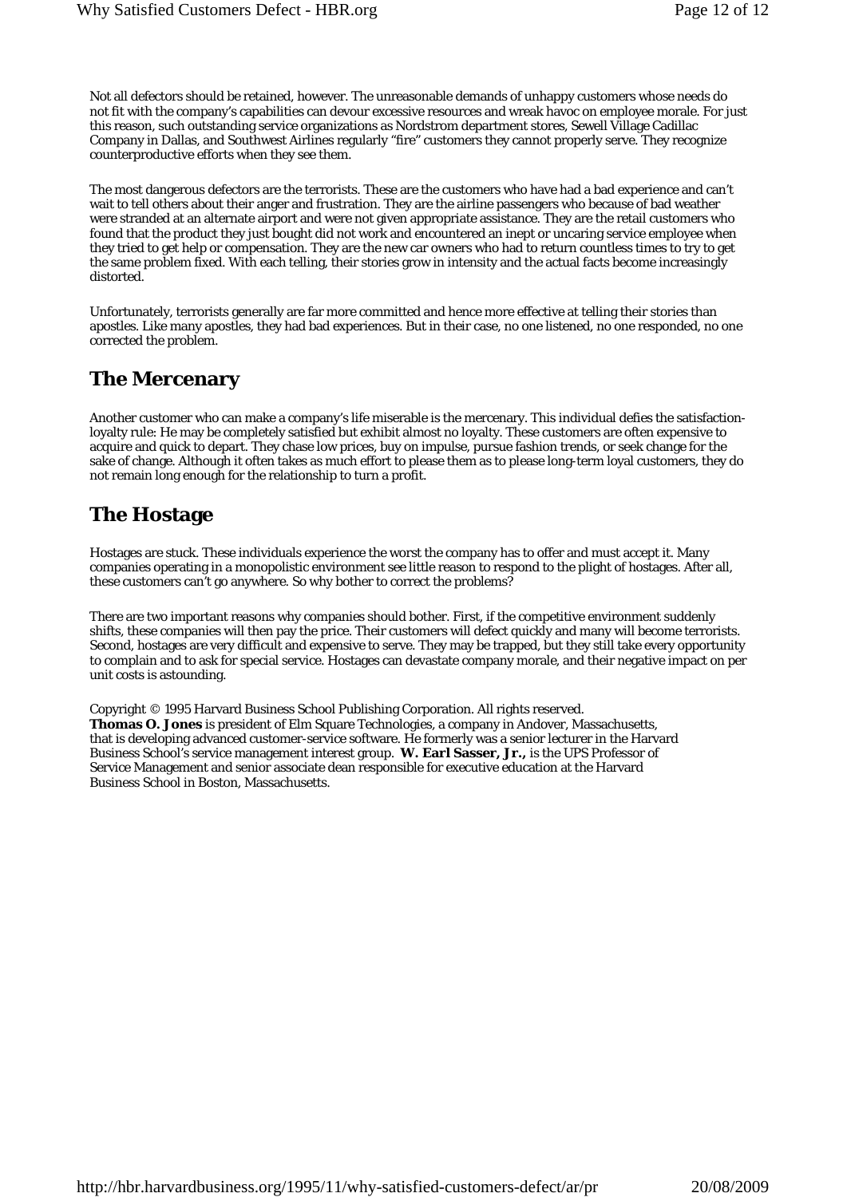Not all defectors should be retained, however. The unreasonable demands of unhappy customers whose needs do not fit with the company's capabilities can devour excessive resources and wreak havoc on employee morale. For just this reason, such outstanding service organizations as Nordstrom department stores, Sewell Village Cadillac Company in Dallas, and Southwest Airlines regularly "fire" customers they cannot properly serve. They recognize counterproductive efforts when they see them.

The most dangerous defectors are the terrorists. These are the customers who have had a bad experience and can't wait to tell others about their anger and frustration. They are the airline passengers who because of bad weather were stranded at an alternate airport and were not given appropriate assistance. They are the retail customers who found that the product they just bought did not work and encountered an inept or uncaring service employee when they tried to get help or compensation. They are the new car owners who had to return countless times to try to get the same problem fixed. With each telling, their stories grow in intensity and the actual facts become increasingly distorted.

Unfortunately, terrorists generally are far more committed and hence more effective at telling their stories than apostles. Like many apostles, they had bad experiences. But in their case, no one listened, no one responded, no one corrected the problem.

## The Mercenary

Another customer who can make a company's life miserable is the mercenary. This individual defies the satisfaction-loyalty rule: He may be completely satisfied but exhibit almost no loyalty. These customers are often expensive to acquire and quick to depart. They chase low prices, buy on impulse, pursue fashion trends, or seek change for the sake of change. Although it often takes as much effort to please them as to please long-term loyal customers, they do not remain long enough for the relationship to turn a profit.

## The Hostage

Hostages are stuck. These individuals experience the worst the company has to offer and must accept it. Many companies operating in a monopolistic environment see little reason to respond to the plight of hostages. After all, these customers can't go anywhere. So why bother to correct the problems?

There are two important reasons why companies should bother. First, if the competitive environment suddenly shifts, these companies will then pay the price. Their customers will defect quickly and many will become terrorists. Second, hostages are very difficult and expensive to serve. They may be trapped, but they still take every opportunity to complain and to ask for special service. Hostages can devastate company morale, and their negative impact on per unit costs is astounding.

Copyright © 1995 Harvard Business School Publishing Corporation. All rights reserved.
**Thomas O. Jones** is president of Elm Square Technologies, a company in Andover, Massachusetts, that is developing advanced customer-service software. He formerly was a senior lecturer in the Harvard Business School's service management interest group. **W. Earl Sasser, Jr.,** is the UPS Professor of Service Management and senior associate dean responsible for executive education at the Harvard Business School in Boston, Massachusetts.